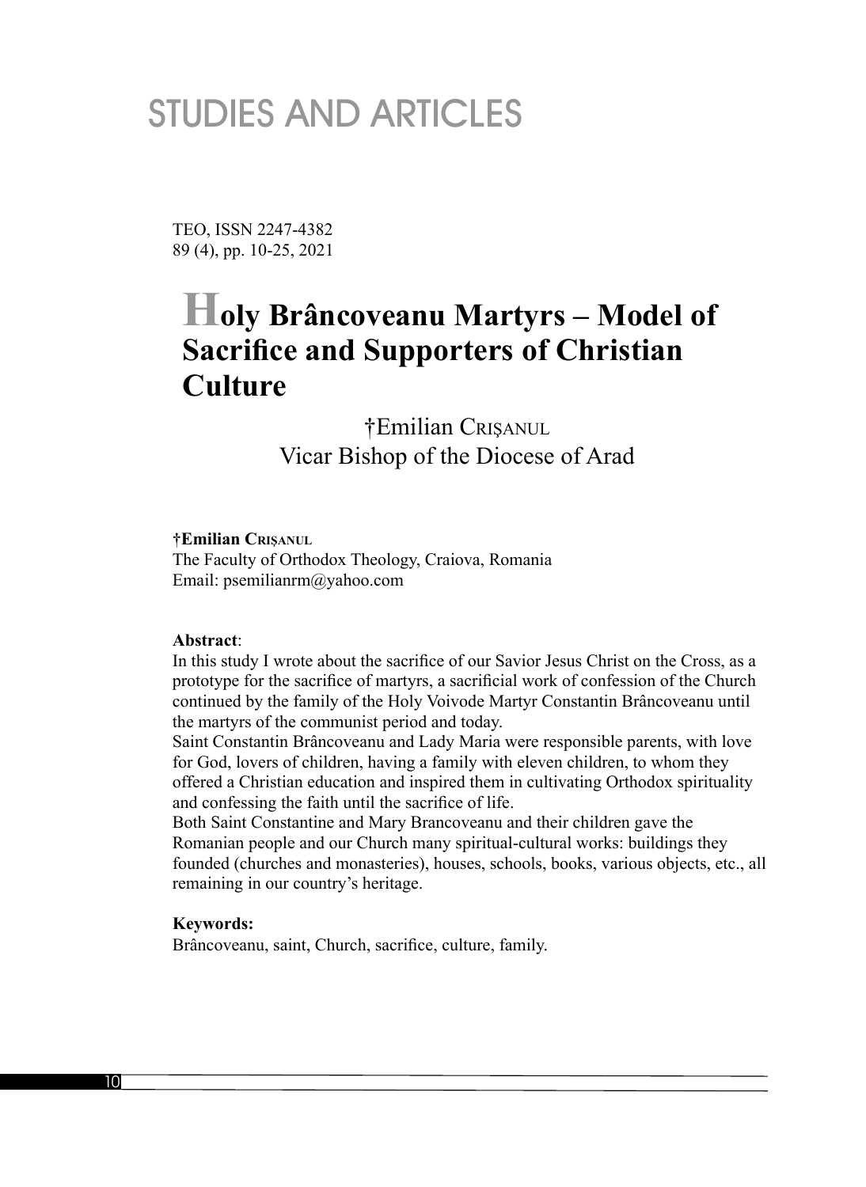# STUDIES AND ARTICLES

TEO, ISSN 2247-4382
89 (4), pp. 10-25, 2021

# Holy Brâncoveanu Martyrs – Model of Sacrifice and Supporters of Christian Culture

†Emilian CRIȘANUL
Vicar Bishop of the Diocese of Arad

**†Emilian CRIȘANUL**
The Faculty of Orthodox Theology, Craiova, Romania
Email: psemilianrm@yahoo.com

**Abstract**:
In this study I wrote about the sacrifice of our Savior Jesus Christ on the Cross, as a prototype for the sacrifice of martyrs, a sacrificial work of confession of the Church continued by the family of the Holy Voivode Martyr Constantin Brâncoveanu until the martyrs of the communist period and today.
Saint Constantin Brâncoveanu and Lady Maria were responsible parents, with love for God, lovers of children, having a family with eleven children, to whom they offered a Christian education and inspired them in cultivating Orthodox spirituality and confessing the faith until the sacrifice of life.
Both Saint Constantine and Mary Brancoveanu and their children gave the Romanian people and our Church many spiritual-cultural works: buildings they founded (churches and monasteries), houses, schools, books, various objects, etc., all remaining in our country's heritage.

**Keywords:**
Brâncoveanu, saint, Church, sacrifice, culture, family.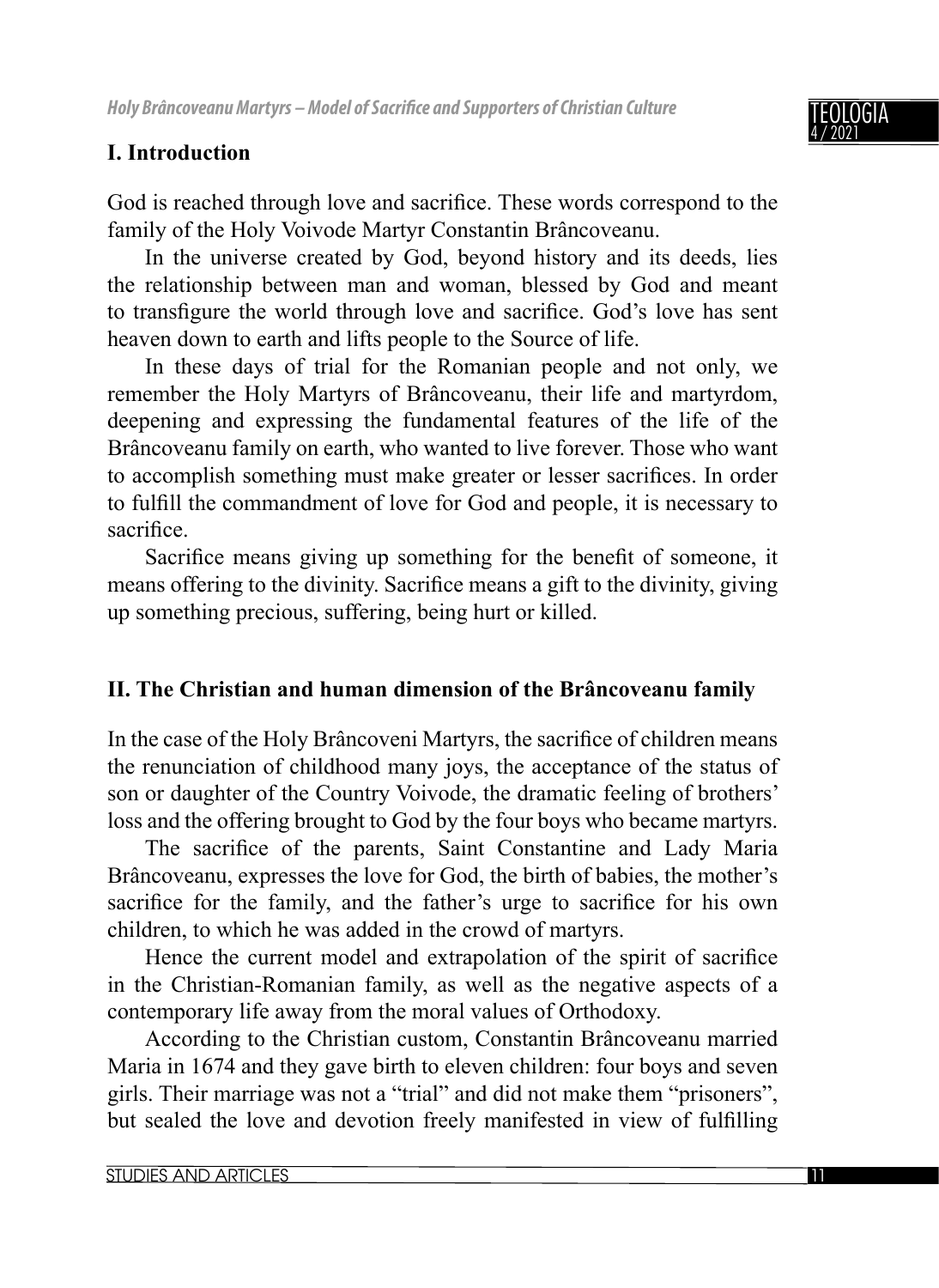## I. Introduction

God is reached through love and sacrifice. These words correspond to the family of the Holy Voivode Martyr Constantin Brâncoveanu.

In the universe created by God, beyond history and its deeds, lies the relationship between man and woman, blessed by God and meant to transfigure the world through love and sacrifice. God's love has sent heaven down to earth and lifts people to the Source of life.

In these days of trial for the Romanian people and not only, we remember the Holy Martyrs of Brâncoveanu, their life and martyrdom, deepening and expressing the fundamental features of the life of the Brâncoveanu family on earth, who wanted to live forever. Those who want to accomplish something must make greater or lesser sacrifices. In order to fulfill the commandment of love for God and people, it is necessary to sacrifice.

Sacrifice means giving up something for the benefit of someone, it means offering to the divinity. Sacrifice means a gift to the divinity, giving up something precious, suffering, being hurt or killed.

## II. The Christian and human dimension of the Brâncoveanu family

In the case of the Holy Brâncoveni Martyrs, the sacrifice of children means the renunciation of childhood many joys, the acceptance of the status of son or daughter of the Country Voivode, the dramatic feeling of brothers' loss and the offering brought to God by the four boys who became martyrs.

The sacrifice of the parents, Saint Constantine and Lady Maria Brâncoveanu, expresses the love for God, the birth of babies, the mother's sacrifice for the family, and the father's urge to sacrifice for his own children, to which he was added in the crowd of martyrs.

Hence the current model and extrapolation of the spirit of sacrifice in the Christian-Romanian family, as well as the negative aspects of a contemporary life away from the moral values of Orthodoxy.

According to the Christian custom, Constantin Brâncoveanu married Maria in 1674 and they gave birth to eleven children: four boys and seven girls. Their marriage was not a "trial" and did not make them "prisoners", but sealed the love and devotion freely manifested in view of fulfilling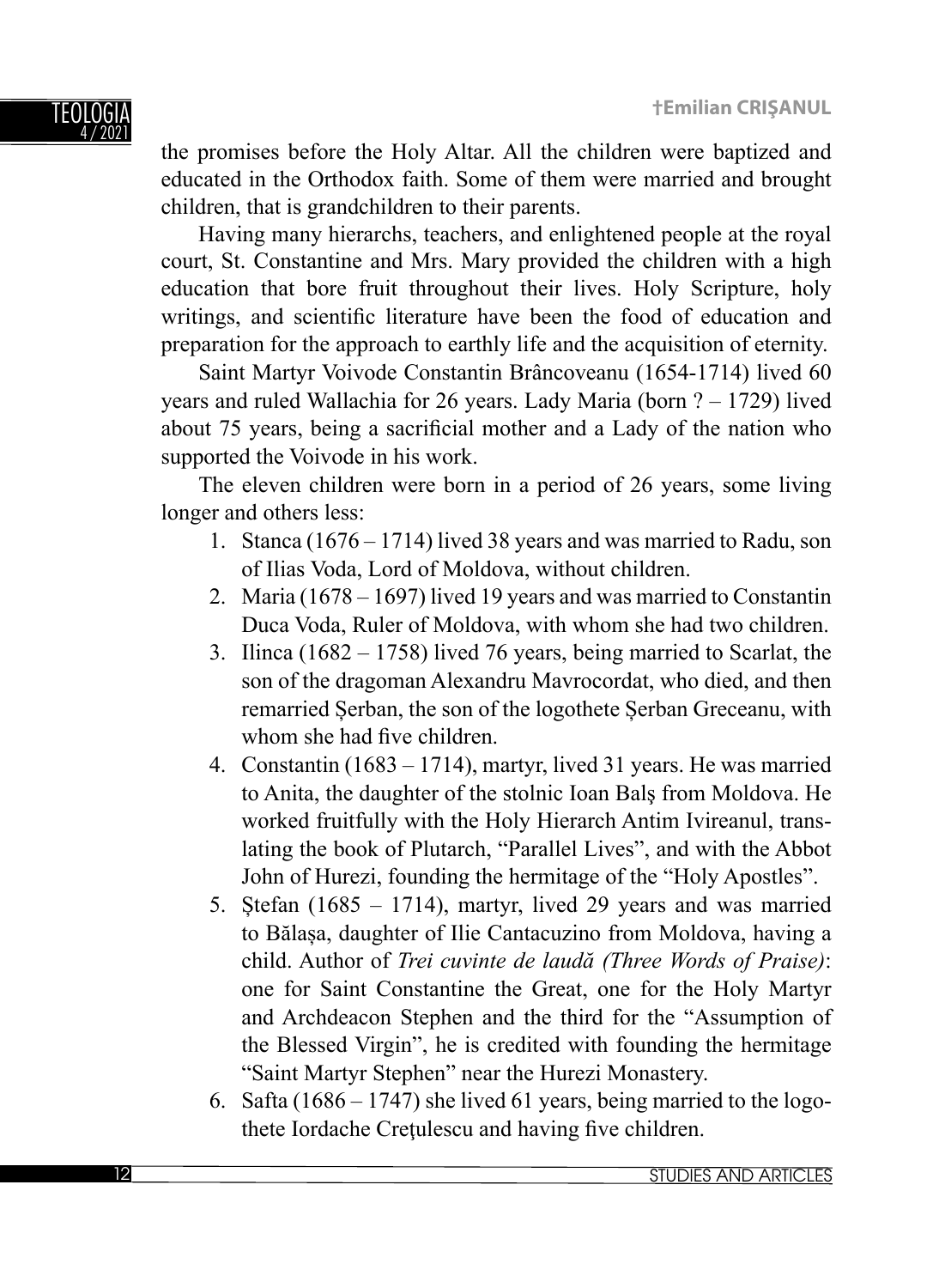the promises before the Holy Altar. All the children were baptized and educated in the Orthodox faith. Some of them were married and brought children, that is grandchildren to their parents.

Having many hierarchs, teachers, and enlightened people at the royal court, St. Constantine and Mrs. Mary provided the children with a high education that bore fruit throughout their lives. Holy Scripture, holy writings, and scientific literature have been the food of education and preparation for the approach to earthly life and the acquisition of eternity.

Saint Martyr Voivode Constantin Brâncoveanu (1654-1714) lived 60 years and ruled Wallachia for 26 years. Lady Maria (born ? – 1729) lived about 75 years, being a sacrificial mother and a Lady of the nation who supported the Voivode in his work.

The eleven children were born in a period of 26 years, some living longer and others less:

1. Stanca (1676 – 1714) lived 38 years and was married to Radu, son of Ilias Voda, Lord of Moldova, without children.
2. Maria (1678 – 1697) lived 19 years and was married to Constantin Duca Voda, Ruler of Moldova, with whom she had two children.
3. Ilinca (1682 – 1758) lived 76 years, being married to Scarlat, the son of the dragoman Alexandru Mavrocordat, who died, and then remarried Șerban, the son of the logothete Șerban Greceanu, with whom she had five children.
4. Constantin (1683 – 1714), martyr, lived 31 years. He was married to Anita, the daughter of the stolnic Ioan Balş from Moldova. He worked fruitfully with the Holy Hierarch Antim Ivireanul, translating the book of Plutarch, "Parallel Lives", and with the Abbot John of Hurezi, founding the hermitage of the "Holy Apostles".
5. Ștefan (1685 – 1714), martyr, lived 29 years and was married to Bălașa, daughter of Ilie Cantacuzino from Moldova, having a child. Author of *Trei cuvinte de laudă (Three Words of Praise)*: one for Saint Constantine the Great, one for the Holy Martyr and Archdeacon Stephen and the third for the "Assumption of the Blessed Virgin", he is credited with founding the hermitage "Saint Martyr Stephen" near the Hurezi Monastery.
6. Safta (1686 – 1747) she lived 61 years, being married to the logothete Iordache Creţulescu and having five children.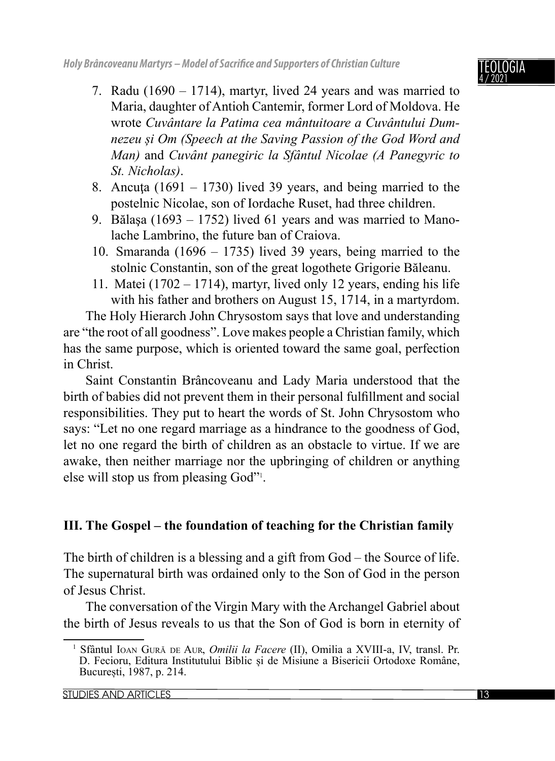7. Radu (1690 – 1714), martyr, lived 24 years and was married to Maria, daughter of Antioh Cantemir, former Lord of Moldova. He wrote *Cuvântare la Patima cea mântuitoare a Cuvântului Dumnezeu și Om (Speech at the Saving Passion of the God Word and Man)* and *Cuvânt panegiric la Sfântul Nicolae (A Panegyric to St. Nicholas)*.
8. Ancuţa (1691 – 1730) lived 39 years, and being married to the postelnic Nicolae, son of Iordache Ruset, had three children.
9. Bălaşa (1693 – 1752) lived 61 years and was married to Manolache Lambrino, the future ban of Craiova.
10. Smaranda (1696 – 1735) lived 39 years, being married to the stolnic Constantin, son of the great logothete Grigorie Băleanu.
11. Matei (1702 – 1714), martyr, lived only 12 years, ending his life with his father and brothers on August 15, 1714, in a martyrdom.

The Holy Hierarch John Chrysostom says that love and understanding are "the root of all goodness". Love makes people a Christian family, which has the same purpose, which is oriented toward the same goal, perfection in Christ.

Saint Constantin Brâncoveanu and Lady Maria understood that the birth of babies did not prevent them in their personal fulfillment and social responsibilities. They put to heart the words of St. John Chrysostom who says: "Let no one regard marriage as a hindrance to the goodness of God, let no one regard the birth of children as an obstacle to virtue. If we are awake, then neither marriage nor the upbringing of children or anything else will stop us from pleasing God"[1].

## III. The Gospel – the foundation of teaching for the Christian family

The birth of children is a blessing and a gift from God – the Source of life. The supernatural birth was ordained only to the Son of God in the person of Jesus Christ.

The conversation of the Virgin Mary with the Archangel Gabriel about the birth of Jesus reveals to us that the Son of God is born in eternity of

[1] Sfântul Ioan Gură de Aur, *Omilii la Facere* (II), Omilia a XVIII-a, IV, transl. Pr. D. Fecioru, Editura Institutului Biblic și de Misiune a Bisericii Ortodoxe Române, București, 1987, p. 214.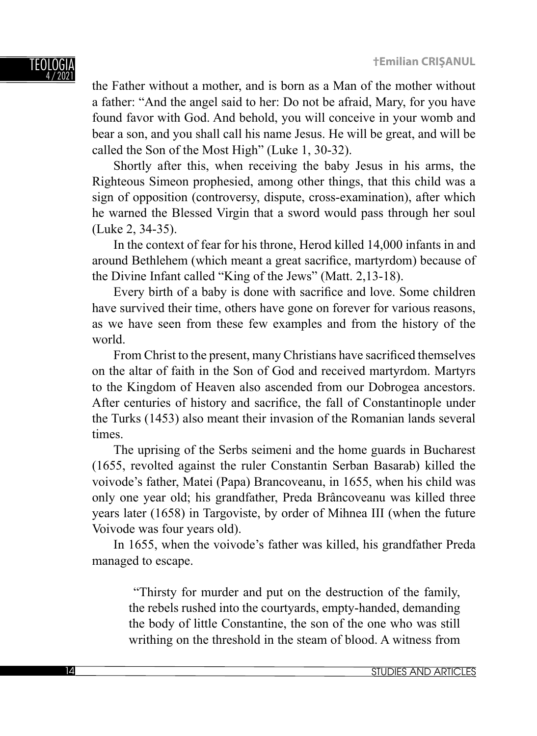the Father without a mother, and is born as a Man of the mother without a father: "And the angel said to her: Do not be afraid, Mary, for you have found favor with God. And behold, you will conceive in your womb and bear a son, and you shall call his name Jesus. He will be great, and will be called the Son of the Most High" (Luke 1, 30-32).

Shortly after this, when receiving the baby Jesus in his arms, the Righteous Simeon prophesied, among other things, that this child was a sign of opposition (controversy, dispute, cross-examination), after which he warned the Blessed Virgin that a sword would pass through her soul (Luke 2, 34-35).

In the context of fear for his throne, Herod killed 14,000 infants in and around Bethlehem (which meant a great sacrifice, martyrdom) because of the Divine Infant called "King of the Jews" (Matt. 2,13-18).

Every birth of a baby is done with sacrifice and love. Some children have survived their time, others have gone on forever for various reasons, as we have seen from these few examples and from the history of the world.

From Christ to the present, many Christians have sacrificed themselves on the altar of faith in the Son of God and received martyrdom. Martyrs to the Kingdom of Heaven also ascended from our Dobrogea ancestors. After centuries of history and sacrifice, the fall of Constantinople under the Turks (1453) also meant their invasion of the Romanian lands several times.

The uprising of the Serbs seimeni and the home guards in Bucharest (1655, revolted against the ruler Constantin Serban Basarab) killed the voivode's father, Matei (Papa) Brancoveanu, in 1655, when his child was only one year old; his grandfather, Preda Brâncoveanu was killed three years later (1658) in Targoviste, by order of Mihnea III (when the future Voivode was four years old).

In 1655, when the voivode's father was killed, his grandfather Preda managed to escape.

> "Thirsty for murder and put on the destruction of the family, the rebels rushed into the courtyards, empty-handed, demanding the body of little Constantine, the son of the one who was still writhing on the threshold in the steam of blood. A witness from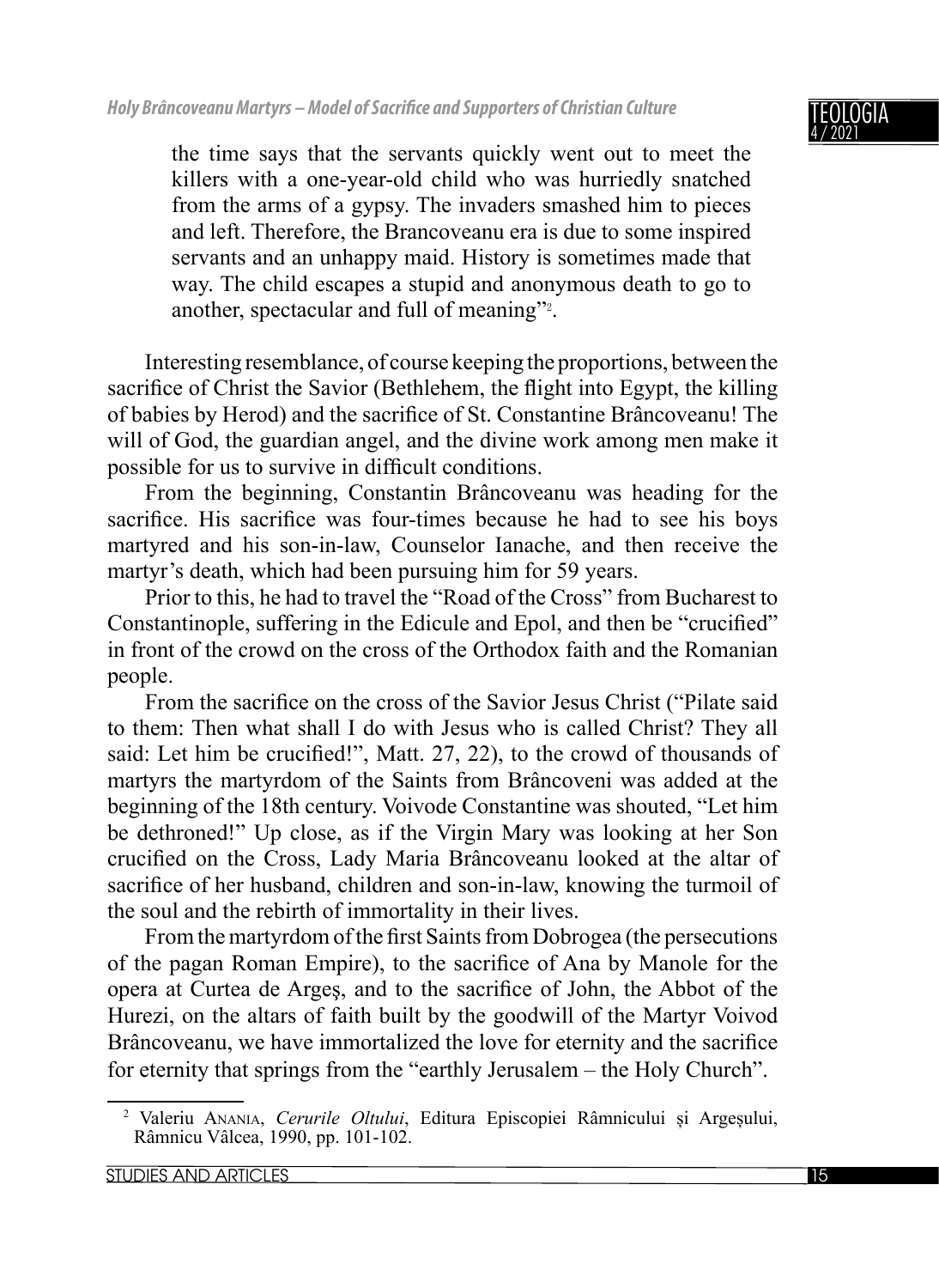the time says that the servants quickly went out to meet the killers with a one-year-old child who was hurriedly snatched from the arms of a gypsy. The invaders smashed him to pieces and left. Therefore, the Brancoveanu era is due to some inspired servants and an unhappy maid. History is sometimes made that way. The child escapes a stupid and anonymous death to go to another, spectacular and full of meaning"[2].

Interesting resemblance, of course keeping the proportions, between the sacrifice of Christ the Savior (Bethlehem, the flight into Egypt, the killing of babies by Herod) and the sacrifice of St. Constantine Brâncoveanu! The will of God, the guardian angel, and the divine work among men make it possible for us to survive in difficult conditions.

From the beginning, Constantin Brâncoveanu was heading for the sacrifice. His sacrifice was four-times because he had to see his boys martyred and his son-in-law, Counselor Ianache, and then receive the martyr's death, which had been pursuing him for 59 years.

Prior to this, he had to travel the "Road of the Cross" from Bucharest to Constantinople, suffering in the Edicule and Epol, and then be "crucified" in front of the crowd on the cross of the Orthodox faith and the Romanian people.

From the sacrifice on the cross of the Savior Jesus Christ ("Pilate said to them: Then what shall I do with Jesus who is called Christ? They all said: Let him be crucified!", Matt. 27, 22), to the crowd of thousands of martyrs the martyrdom of the Saints from Brâncoveni was added at the beginning of the 18th century. Voivode Constantine was shouted, "Let him be dethroned!" Up close, as if the Virgin Mary was looking at her Son crucified on the Cross, Lady Maria Brâncoveanu looked at the altar of sacrifice of her husband, children and son-in-law, knowing the turmoil of the soul and the rebirth of immortality in their lives.

From the martyrdom of the first Saints from Dobrogea (the persecutions of the pagan Roman Empire), to the sacrifice of Ana by Manole for the opera at Curtea de Argeş, and to the sacrifice of John, the Abbot of the Hurezi, on the altars of faith built by the goodwill of the Martyr Voivod Brâncoveanu, we have immortalized the love for eternity and the sacrifice for eternity that springs from the "earthly Jerusalem – the Holy Church".

---

[2] Valeriu Anania, *Cerurile Oltului*, Editura Episcopiei Râmnicului și Argeșului, Râmnicu Vâlcea, 1990, pp. 101-102.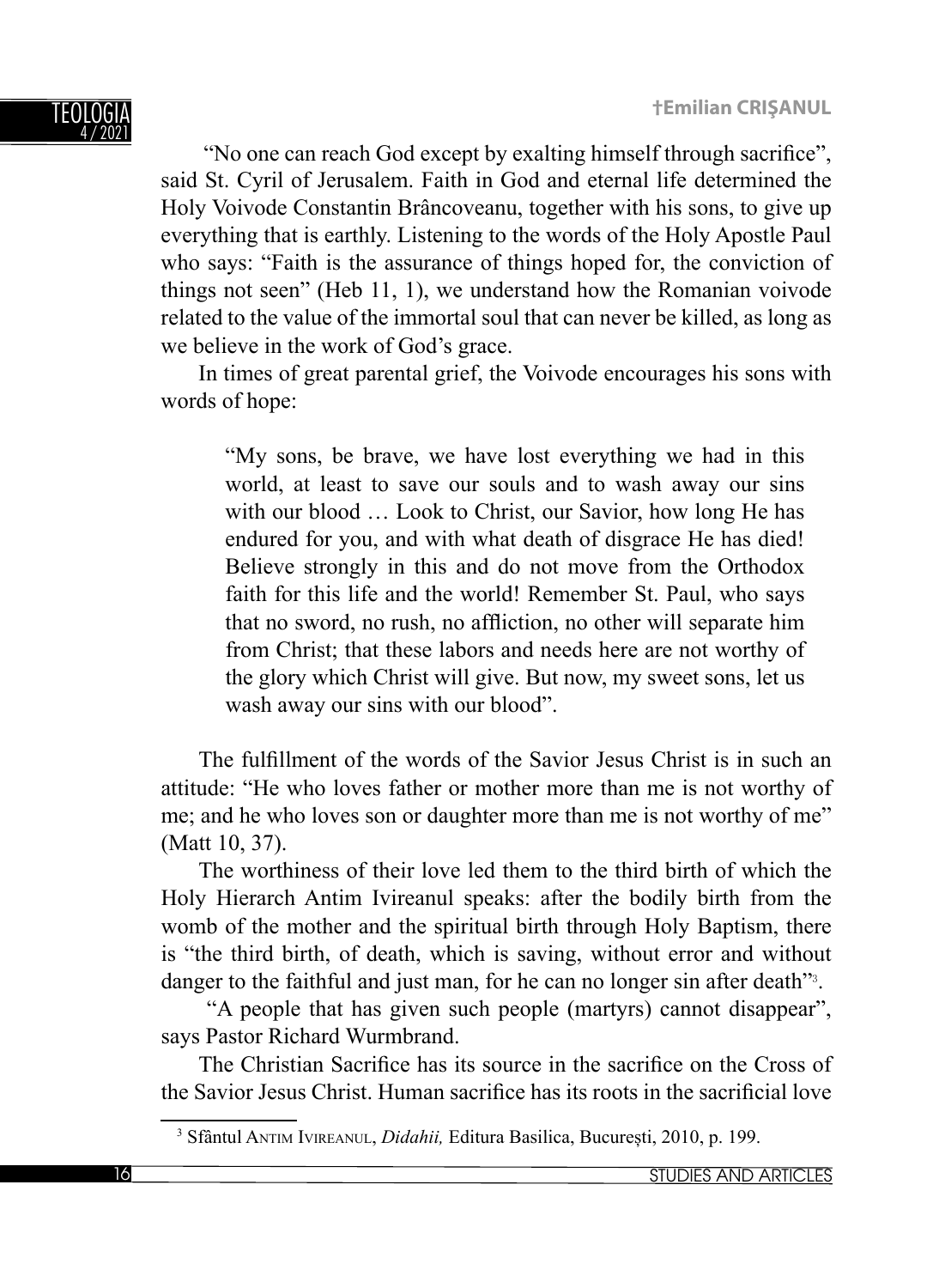"No one can reach God except by exalting himself through sacrifice", said St. Cyril of Jerusalem. Faith in God and eternal life determined the Holy Voivode Constantin Brâncoveanu, together with his sons, to give up everything that is earthly. Listening to the words of the Holy Apostle Paul who says: "Faith is the assurance of things hoped for, the conviction of things not seen" (Heb 11, 1), we understand how the Romanian voivode related to the value of the immortal soul that can never be killed, as long as we believe in the work of God's grace.

In times of great parental grief, the Voivode encourages his sons with words of hope:

> "My sons, be brave, we have lost everything we had in this world, at least to save our souls and to wash away our sins with our blood … Look to Christ, our Savior, how long He has endured for you, and with what death of disgrace He has died! Believe strongly in this and do not move from the Orthodox faith for this life and the world! Remember St. Paul, who says that no sword, no rush, no affliction, no other will separate him from Christ; that these labors and needs here are not worthy of the glory which Christ will give. But now, my sweet sons, let us wash away our sins with our blood".

The fulfillment of the words of the Savior Jesus Christ is in such an attitude: "He who loves father or mother more than me is not worthy of me; and he who loves son or daughter more than me is not worthy of me" (Matt 10, 37).

The worthiness of their love led them to the third birth of which the Holy Hierarch Antim Ivireanul speaks: after the bodily birth from the womb of the mother and the spiritual birth through Holy Baptism, there is "the third birth, of death, which is saving, without error and without danger to the faithful and just man, for he can no longer sin after death"[3].

"A people that has given such people (martyrs) cannot disappear", says Pastor Richard Wurmbrand.

The Christian Sacrifice has its source in the sacrifice on the Cross of the Savior Jesus Christ. Human sacrifice has its roots in the sacrificial love

[3] Sfântul Antim Ivireanul, *Didahii,* Editura Basilica, București, 2010, p. 199.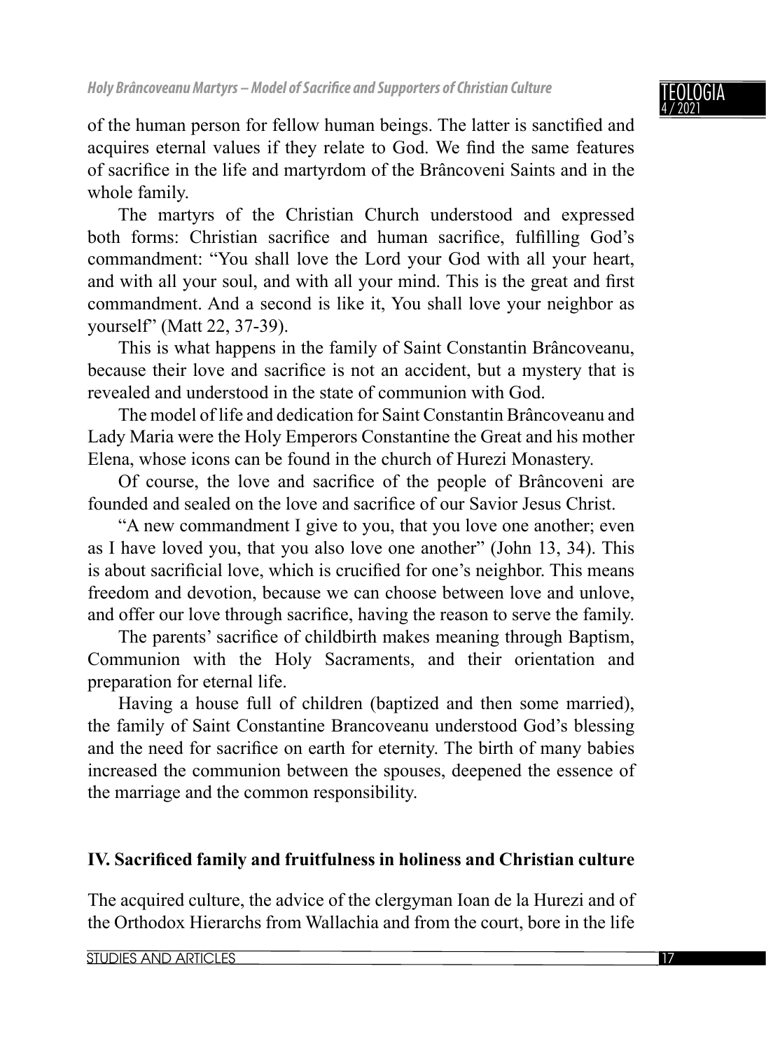of the human person for fellow human beings. The latter is sanctified and acquires eternal values if they relate to God. We find the same features of sacrifice in the life and martyrdom of the Brâncoveni Saints and in the whole family.

The martyrs of the Christian Church understood and expressed both forms: Christian sacrifice and human sacrifice, fulfilling God's commandment: "You shall love the Lord your God with all your heart, and with all your soul, and with all your mind. This is the great and first commandment. And a second is like it, You shall love your neighbor as yourself" (Matt 22, 37-39).

This is what happens in the family of Saint Constantin Brâncoveanu, because their love and sacrifice is not an accident, but a mystery that is revealed and understood in the state of communion with God.

The model of life and dedication for Saint Constantin Brâncoveanu and Lady Maria were the Holy Emperors Constantine the Great and his mother Elena, whose icons can be found in the church of Hurezi Monastery.

Of course, the love and sacrifice of the people of Brâncoveni are founded and sealed on the love and sacrifice of our Savior Jesus Christ.

"A new commandment I give to you, that you love one another; even as I have loved you, that you also love one another" (John 13, 34). This is about sacrificial love, which is crucified for one's neighbor. This means freedom and devotion, because we can choose between love and unlove, and offer our love through sacrifice, having the reason to serve the family.

The parents' sacrifice of childbirth makes meaning through Baptism, Communion with the Holy Sacraments, and their orientation and preparation for eternal life.

Having a house full of children (baptized and then some married), the family of Saint Constantine Brancoveanu understood God's blessing and the need for sacrifice on earth for eternity. The birth of many babies increased the communion between the spouses, deepened the essence of the marriage and the common responsibility.

## IV. Sacrificed family and fruitfulness in holiness and Christian culture

The acquired culture, the advice of the clergyman Ioan de la Hurezi and of the Orthodox Hierarchs from Wallachia and from the court, bore in the life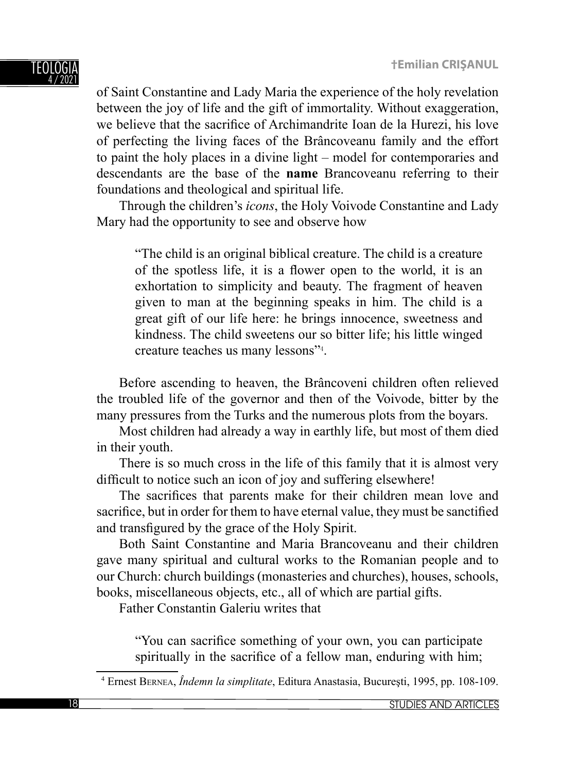of Saint Constantine and Lady Maria the experience of the holy revelation between the joy of life and the gift of immortality. Without exaggeration, we believe that the sacrifice of Archimandrite Ioan de la Hurezi, his love of perfecting the living faces of the Brâncoveanu family and the effort to paint the holy places in a divine light – model for contemporaries and descendants are the base of the **name** Brancoveanu referring to their foundations and theological and spiritual life.

Through the children's *icons*, the Holy Voivode Constantine and Lady Mary had the opportunity to see and observe how

> "The child is an original biblical creature. The child is a creature of the spotless life, it is a flower open to the world, it is an exhortation to simplicity and beauty. The fragment of heaven given to man at the beginning speaks in him. The child is a great gift of our life here: he brings innocence, sweetness and kindness. The child sweetens our so bitter life; his little winged creature teaches us many lessons"[4].

Before ascending to heaven, the Brâncoveni children often relieved the troubled life of the governor and then of the Voivode, bitter by the many pressures from the Turks and the numerous plots from the boyars.

Most children had already a way in earthly life, but most of them died in their youth.

There is so much cross in the life of this family that it is almost very difficult to notice such an icon of joy and suffering elsewhere!

The sacrifices that parents make for their children mean love and sacrifice, but in order for them to have eternal value, they must be sanctified and transfigured by the grace of the Holy Spirit.

Both Saint Constantine and Maria Brancoveanu and their children gave many spiritual and cultural works to the Romanian people and to our Church: church buildings (monasteries and churches), houses, schools, books, miscellaneous objects, etc., all of which are partial gifts.

Father Constantin Galeriu writes that

> "You can sacrifice something of your own, you can participate spiritually in the sacrifice of a fellow man, enduring with him;

[4] Ernest Bernea, *Îndemn la simplitate*, Editura Anastasia, Bucureşti, 1995, pp. 108-109.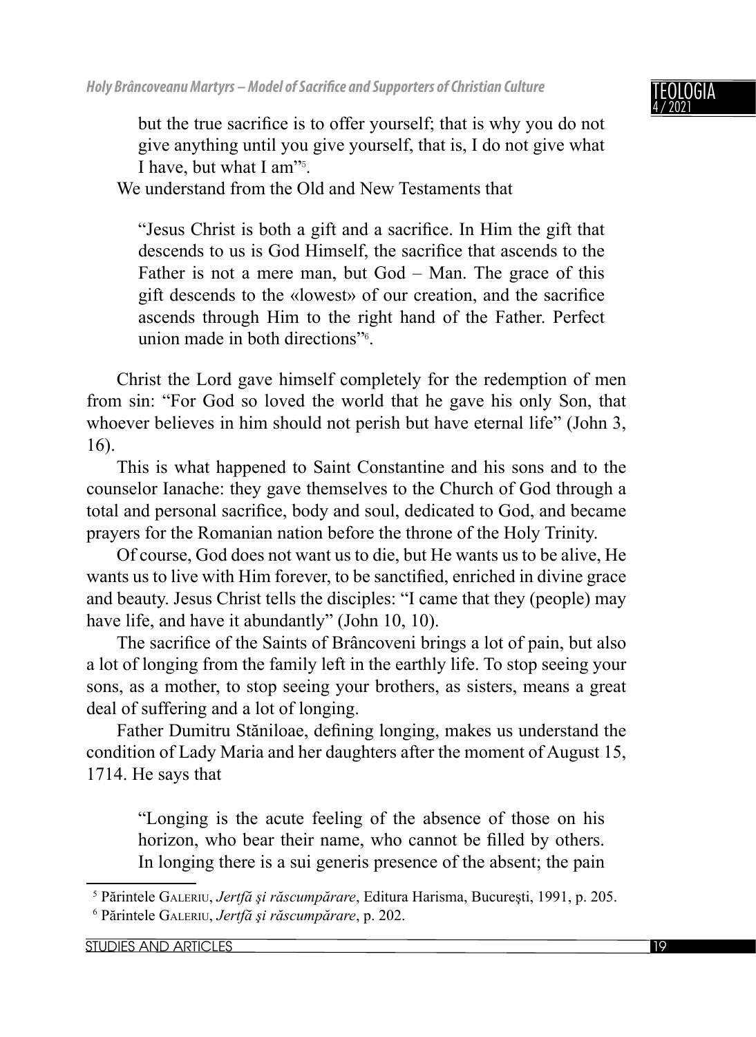> but the true sacrifice is to offer yourself; that is why you do not give anything until you give yourself, that is, I do not give what I have, but what I am"[5].

We understand from the Old and New Testaments that

> "Jesus Christ is both a gift and a sacrifice. In Him the gift that descends to us is God Himself, the sacrifice that ascends to the Father is not a mere man, but God – Man. The grace of this gift descends to the «lowest» of our creation, and the sacrifice ascends through Him to the right hand of the Father. Perfect union made in both directions"[6].

Christ the Lord gave himself completely for the redemption of men from sin: "For God so loved the world that he gave his only Son, that whoever believes in him should not perish but have eternal life" (John 3, 16).

This is what happened to Saint Constantine and his sons and to the counselor Ianache: they gave themselves to the Church of God through a total and personal sacrifice, body and soul, dedicated to God, and became prayers for the Romanian nation before the throne of the Holy Trinity.

Of course, God does not want us to die, but He wants us to be alive, He wants us to live with Him forever, to be sanctified, enriched in divine grace and beauty. Jesus Christ tells the disciples: "I came that they (people) may have life, and have it abundantly" (John 10, 10).

The sacrifice of the Saints of Brâncoveni brings a lot of pain, but also a lot of longing from the family left in the earthly life. To stop seeing your sons, as a mother, to stop seeing your brothers, as sisters, means a great deal of suffering and a lot of longing.

Father Dumitru Stăniloae, defining longing, makes us understand the condition of Lady Maria and her daughters after the moment of August 15, 1714. He says that

> "Longing is the acute feeling of the absence of those on his horizon, who bear their name, who cannot be filled by others. In longing there is a sui generis presence of the absent; the pain

---

[5] Părintele Galeriu, *Jertfă şi răscumpărare*, Editura Harisma, Bucureşti, 1991, p. 205.

[6] Părintele Galeriu, *Jertfă şi răscumpărare*, p. 202.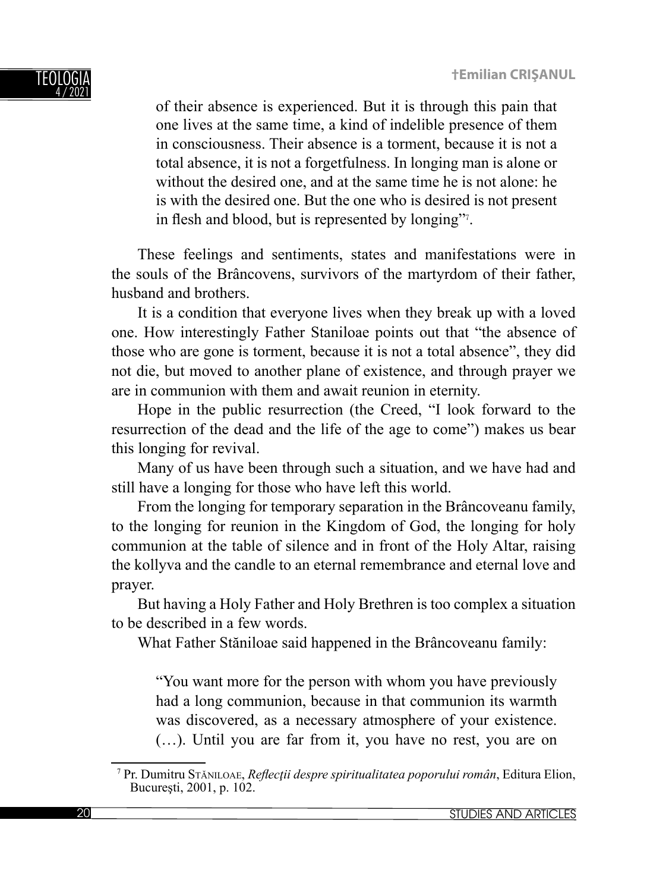> of their absence is experienced. But it is through this pain that one lives at the same time, a kind of indelible presence of them in consciousness. Their absence is a torment, because it is not a total absence, it is not a forgetfulness. In longing man is alone or without the desired one, and at the same time he is not alone: he is with the desired one. But the one who is desired is not present in flesh and blood, but is represented by longing”[7].

These feelings and sentiments, states and manifestations were in the souls of the Brâncovens, survivors of the martyrdom of their father, husband and brothers.

It is a condition that everyone lives when they break up with a loved one. How interestingly Father Staniloae points out that “the absence of those who are gone is torment, because it is not a total absence”, they did not die, but moved to another plane of existence, and through prayer we are in communion with them and await reunion in eternity.

Hope in the public resurrection (the Creed, “I look forward to the resurrection of the dead and the life of the age to come”) makes us bear this longing for revival.

Many of us have been through such a situation, and we have had and still have a longing for those who have left this world.

From the longing for temporary separation in the Brâncoveanu family, to the longing for reunion in the Kingdom of God, the longing for holy communion at the table of silence and in front of the Holy Altar, raising the kollyva and the candle to an eternal remembrance and eternal love and prayer.

But having a Holy Father and Holy Brethren is too complex a situation to be described in a few words.

What Father Stăniloae said happened in the Brâncoveanu family:

> “You want more for the person with whom you have previously had a long communion, because in that communion its warmth was discovered, as a necessary atmosphere of your existence. (…). Until you are far from it, you have no rest, you are on

---

[7] Pr. Dumitru Stăniloae, *Reflecţii despre spiritualitatea poporului român*, Editura Elion, Bucureşti, 2001, p. 102.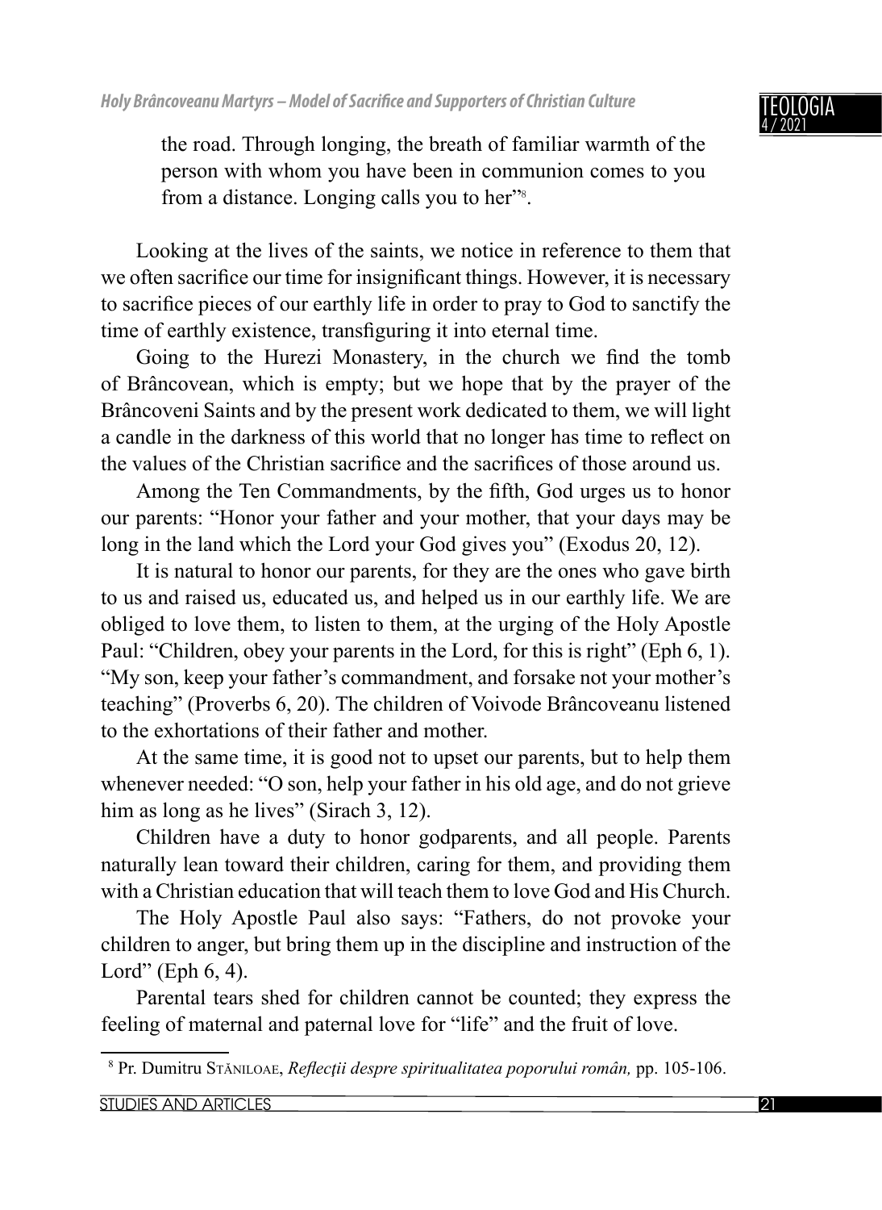> the road. Through longing, the breath of familiar warmth of the person with whom you have been in communion comes to you from a distance. Longing calls you to her"[8].

Looking at the lives of the saints, we notice in reference to them that we often sacrifice our time for insignificant things. However, it is necessary to sacrifice pieces of our earthly life in order to pray to God to sanctify the time of earthly existence, transfiguring it into eternal time.

Going to the Hurezi Monastery, in the church we find the tomb of Brâncovean, which is empty; but we hope that by the prayer of the Brâncoveni Saints and by the present work dedicated to them, we will light a candle in the darkness of this world that no longer has time to reflect on the values of the Christian sacrifice and the sacrifices of those around us.

Among the Ten Commandments, by the fifth, God urges us to honor our parents: "Honor your father and your mother, that your days may be long in the land which the Lord your God gives you" (Exodus 20, 12).

It is natural to honor our parents, for they are the ones who gave birth to us and raised us, educated us, and helped us in our earthly life. We are obliged to love them, to listen to them, at the urging of the Holy Apostle Paul: "Children, obey your parents in the Lord, for this is right" (Eph 6, 1). "My son, keep your father's commandment, and forsake not your mother's teaching" (Proverbs 6, 20). The children of Voivode Brâncoveanu listened to the exhortations of their father and mother.

At the same time, it is good not to upset our parents, but to help them whenever needed: "O son, help your father in his old age, and do not grieve him as long as he lives" (Sirach 3, 12).

Children have a duty to honor godparents, and all people. Parents naturally lean toward their children, caring for them, and providing them with a Christian education that will teach them to love God and His Church.

The Holy Apostle Paul also says: "Fathers, do not provoke your children to anger, but bring them up in the discipline and instruction of the Lord" (Eph 6, 4).

Parental tears shed for children cannot be counted; they express the feeling of maternal and paternal love for "life" and the fruit of love.

---

[8] Pr. Dumitru Stăniloae, *Reflecţii despre spiritualitatea poporului român,* pp. 105-106.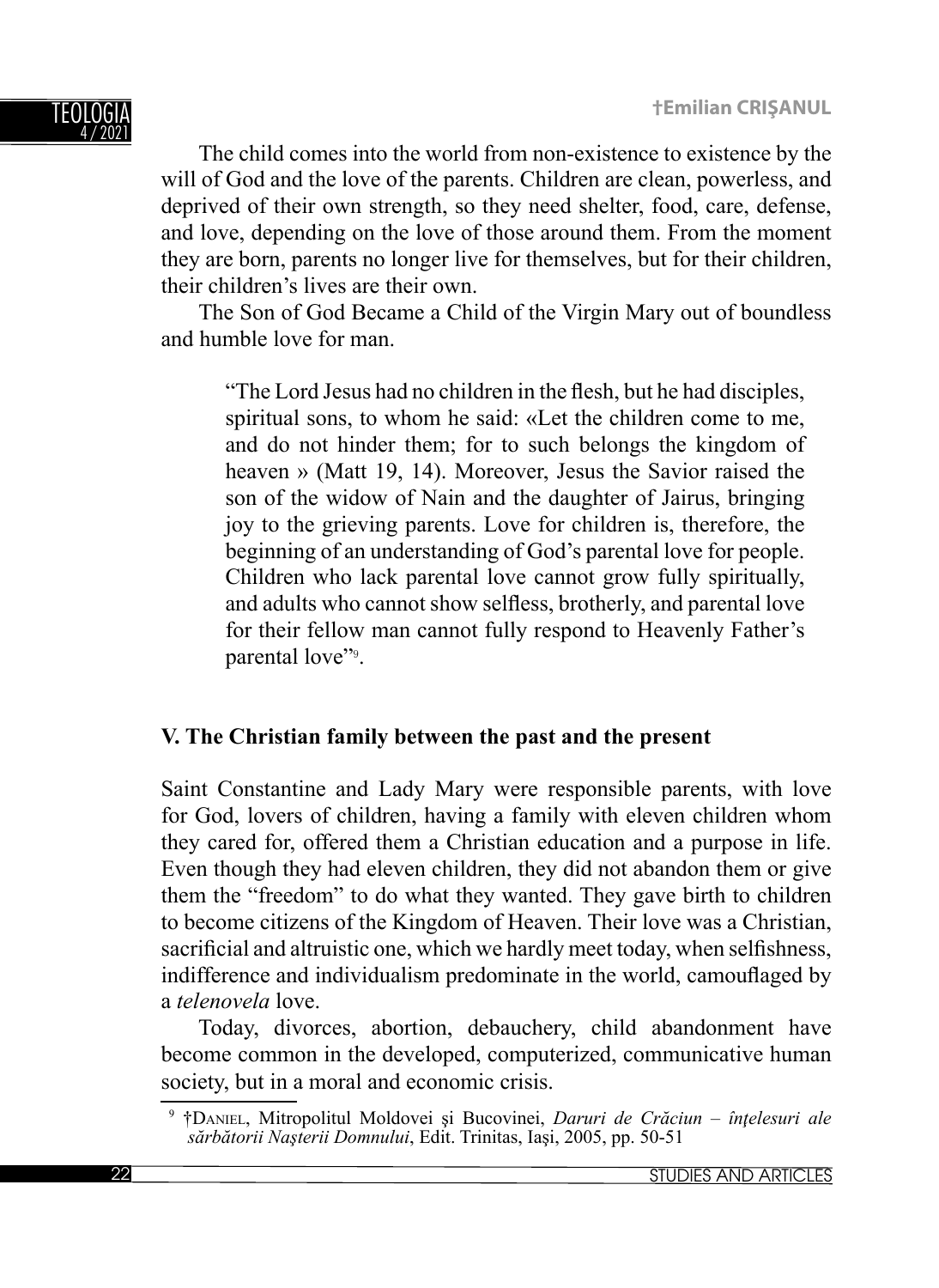The child comes into the world from non-existence to existence by the will of God and the love of the parents. Children are clean, powerless, and deprived of their own strength, so they need shelter, food, care, defense, and love, depending on the love of those around them. From the moment they are born, parents no longer live for themselves, but for their children, their children's lives are their own.

The Son of God Became a Child of the Virgin Mary out of boundless and humble love for man.

> "The Lord Jesus had no children in the flesh, but he had disciples, spiritual sons, to whom he said: «Let the children come to me, and do not hinder them; for to such belongs the kingdom of heaven » (Matt 19, 14). Moreover, Jesus the Savior raised the son of the widow of Nain and the daughter of Jairus, bringing joy to the grieving parents. Love for children is, therefore, the beginning of an understanding of God's parental love for people. Children who lack parental love cannot grow fully spiritually, and adults who cannot show selfless, brotherly, and parental love for their fellow man cannot fully respond to Heavenly Father's parental love"[9].

## V. The Christian family between the past and the present

Saint Constantine and Lady Mary were responsible parents, with love for God, lovers of children, having a family with eleven children whom they cared for, offered them a Christian education and a purpose in life. Even though they had eleven children, they did not abandon them or give them the "freedom" to do what they wanted. They gave birth to children to become citizens of the Kingdom of Heaven. Their love was a Christian, sacrificial and altruistic one, which we hardly meet today, when selfishness, indifference and individualism predominate in the world, camouflaged by a *telenovela* love.

Today, divorces, abortion, debauchery, child abandonment have become common in the developed, computerized, communicative human society, but in a moral and economic crisis.

---

[9] †Daniel, Mitropolitul Moldovei şi Bucovinei, *Daruri de Crăciun – înţelesuri ale sărbătorii Naşterii Domnului*, Edit. Trinitas, Iaşi, 2005, pp. 50-51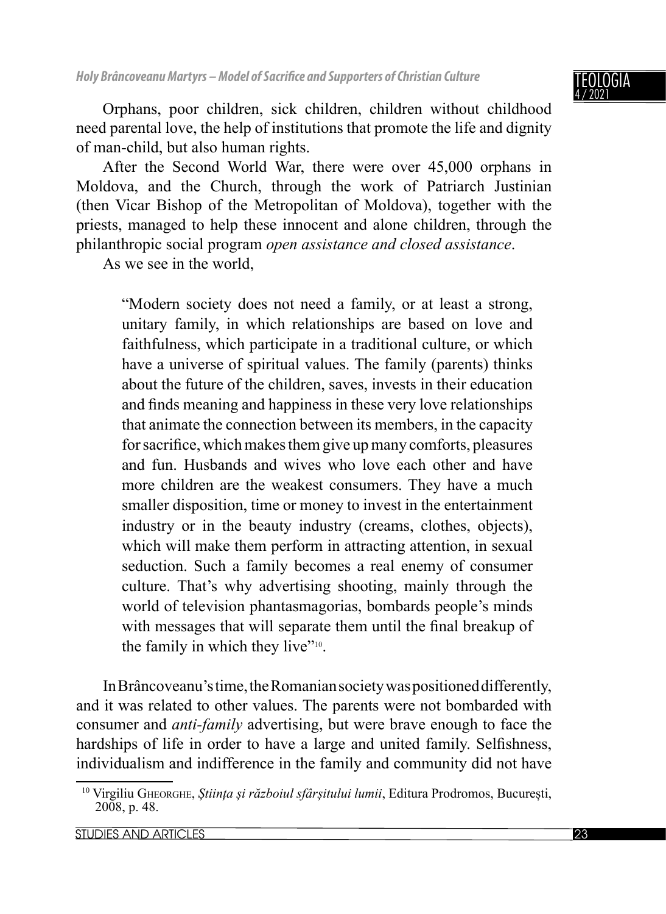Orphans, poor children, sick children, children without childhood need parental love, the help of institutions that promote the life and dignity of man-child, but also human rights.

After the Second World War, there were over 45,000 orphans in Moldova, and the Church, through the work of Patriarch Justinian (then Vicar Bishop of the Metropolitan of Moldova), together with the priests, managed to help these innocent and alone children, through the philanthropic social program *open assistance and closed assistance*.

As we see in the world,

> "Modern society does not need a family, or at least a strong, unitary family, in which relationships are based on love and faithfulness, which participate in a traditional culture, or which have a universe of spiritual values. The family (parents) thinks about the future of the children, saves, invests in their education and finds meaning and happiness in these very love relationships that animate the connection between its members, in the capacity for sacrifice, which makes them give up many comforts, pleasures and fun. Husbands and wives who love each other and have more children are the weakest consumers. They have a much smaller disposition, time or money to invest in the entertainment industry or in the beauty industry (creams, clothes, objects), which will make them perform in attracting attention, in sexual seduction. Such a family becomes a real enemy of consumer culture. That's why advertising shooting, mainly through the world of television phantasmagorias, bombards people's minds with messages that will separate them until the final breakup of the family in which they live"[10].

In Brâncoveanu's time, the Romanian society was positioned differently, and it was related to other values. The parents were not bombarded with consumer and *anti-family* advertising, but were brave enough to face the hardships of life in order to have a large and united family. Selfishness, individualism and indifference in the family and community did not have

[10] Virgiliu Gheorghe, *Știința și războiul sfârșitului lumii*, Editura Prodromos, București, 2008, p. 48.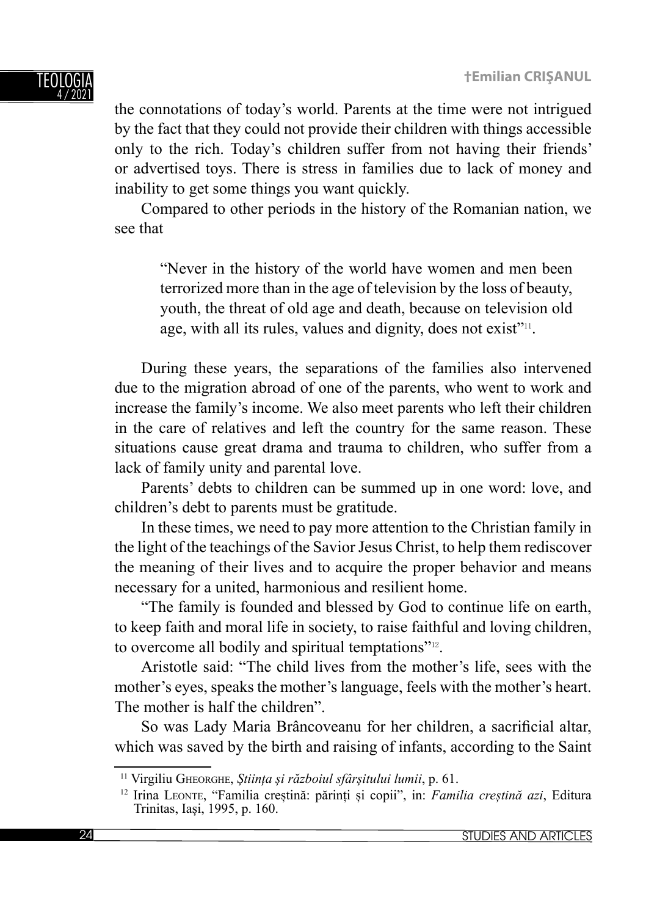the connotations of today's world. Parents at the time were not intrigued by the fact that they could not provide their children with things accessible only to the rich. Today's children suffer from not having their friends' or advertised toys. There is stress in families due to lack of money and inability to get some things you want quickly.

Compared to other periods in the history of the Romanian nation, we see that

> "Never in the history of the world have women and men been terrorized more than in the age of television by the loss of beauty, youth, the threat of old age and death, because on television old age, with all its rules, values and dignity, does not exist"[11].

During these years, the separations of the families also intervened due to the migration abroad of one of the parents, who went to work and increase the family's income. We also meet parents who left their children in the care of relatives and left the country for the same reason. These situations cause great drama and trauma to children, who suffer from a lack of family unity and parental love.

Parents' debts to children can be summed up in one word: love, and children's debt to parents must be gratitude.

In these times, we need to pay more attention to the Christian family in the light of the teachings of the Savior Jesus Christ, to help them rediscover the meaning of their lives and to acquire the proper behavior and means necessary for a united, harmonious and resilient home.

"The family is founded and blessed by God to continue life on earth, to keep faith and moral life in society, to raise faithful and loving children, to overcome all bodily and spiritual temptations"[12].

Aristotle said: "The child lives from the mother's life, sees with the mother's eyes, speaks the mother's language, feels with the mother's heart. The mother is half the children".

So was Lady Maria Brâncoveanu for her children, a sacrificial altar, which was saved by the birth and raising of infants, according to the Saint

---

[11] Virgiliu Gheorghe, *Știința și războiul sfârșitului lumii*, p. 61.

[12] Irina Leonte, "Familia creștină: părinți și copii", in: *Familia creștină azi*, Editura Trinitas, Iași, 1995, p. 160.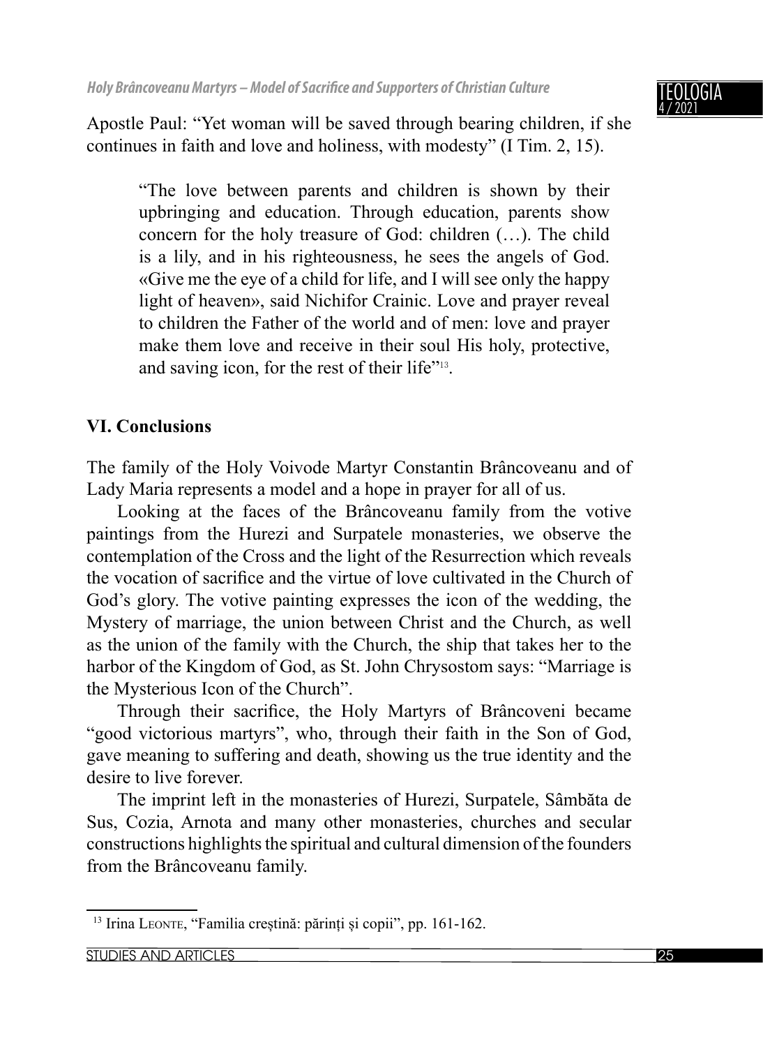Apostle Paul: "Yet woman will be saved through bearing children, if she continues in faith and love and holiness, with modesty" (I Tim. 2, 15).

> "The love between parents and children is shown by their upbringing and education. Through education, parents show concern for the holy treasure of God: children (…). The child is a lily, and in his righteousness, he sees the angels of God. «Give me the eye of a child for life, and I will see only the happy light of heaven», said Nichifor Crainic. Love and prayer reveal to children the Father of the world and of men: love and prayer make them love and receive in their soul His holy, protective, and saving icon, for the rest of their life"[13].

## VI. Conclusions

The family of the Holy Voivode Martyr Constantin Brâncoveanu and of Lady Maria represents a model and a hope in prayer for all of us.

Looking at the faces of the Brâncoveanu family from the votive paintings from the Hurezi and Surpatele monasteries, we observe the contemplation of the Cross and the light of the Resurrection which reveals the vocation of sacrifice and the virtue of love cultivated in the Church of God's glory. The votive painting expresses the icon of the wedding, the Mystery of marriage, the union between Christ and the Church, as well as the union of the family with the Church, the ship that takes her to the harbor of the Kingdom of God, as St. John Chrysostom says: "Marriage is the Mysterious Icon of the Church".

Through their sacrifice, the Holy Martyrs of Brâncoveni became "good victorious martyrs", who, through their faith in the Son of God, gave meaning to suffering and death, showing us the true identity and the desire to live forever.

The imprint left in the monasteries of Hurezi, Surpatele, Sâmbăta de Sus, Cozia, Arnota and many other monasteries, churches and secular constructions highlights the spiritual and cultural dimension of the founders from the Brâncoveanu family.

---

[13] Irina Leonte, "Familia creștină: părinți și copii", pp. 161-162.